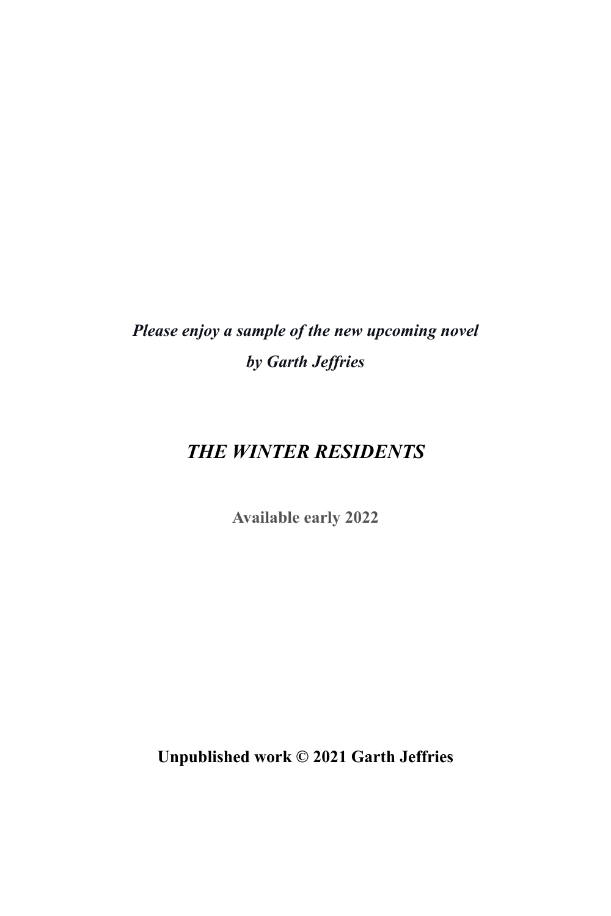***Please enjoy a sample of the new upcoming novel***

***by Garth Jeffries***

# *THE WINTER RESIDENTS*

**Available early 2022**

**Unpublished work © 2021 Garth Jeffries**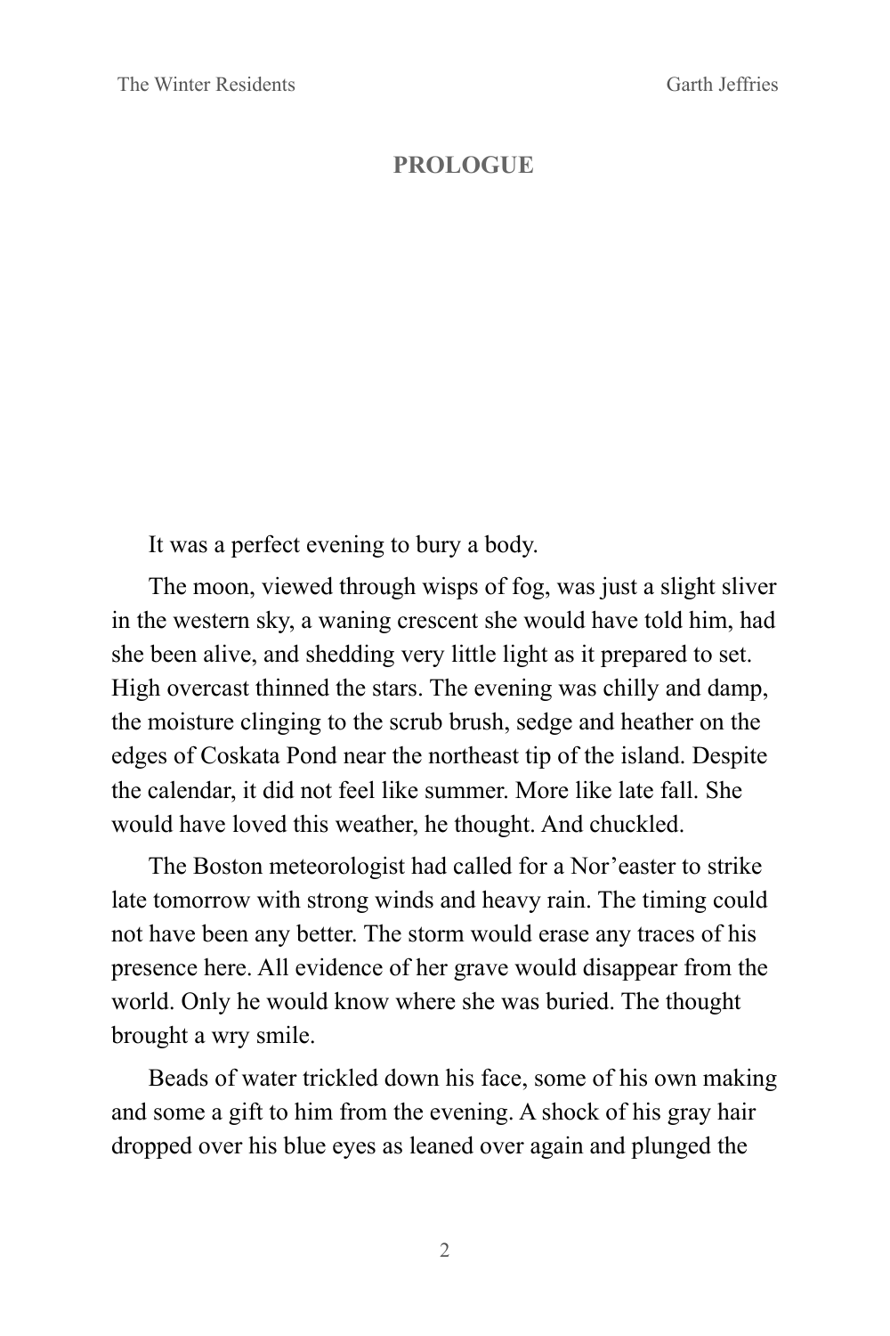# PROLOGUE

It was a perfect evening to bury a body.

The moon, viewed through wisps of fog, was just a slight sliver in the western sky, a waning crescent she would have told him, had she been alive, and shedding very little light as it prepared to set. High overcast thinned the stars. The evening was chilly and damp, the moisture clinging to the scrub brush, sedge and heather on the edges of Coskata Pond near the northeast tip of the island. Despite the calendar, it did not feel like summer. More like late fall. She would have loved this weather, he thought. And chuckled.

The Boston meteorologist had called for a Nor'easter to strike late tomorrow with strong winds and heavy rain. The timing could not have been any better. The storm would erase any traces of his presence here. All evidence of her grave would disappear from the world. Only he would know where she was buried. The thought brought a wry smile.

Beads of water trickled down his face, some of his own making and some a gift to him from the evening. A shock of his gray hair dropped over his blue eyes as leaned over again and plunged the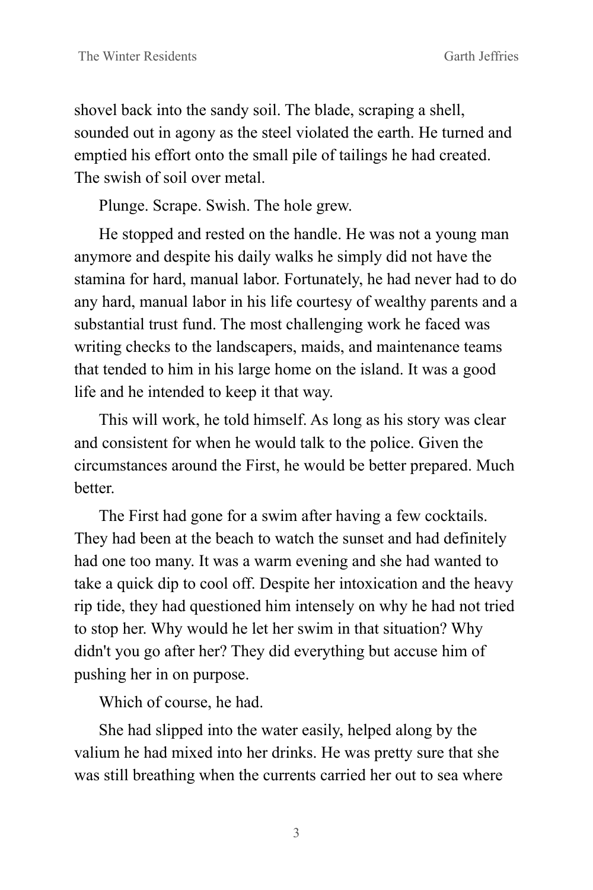shovel back into the sandy soil. The blade, scraping a shell, sounded out in agony as the steel violated the earth. He turned and emptied his effort onto the small pile of tailings he had created. The swish of soil over metal.

Plunge. Scrape. Swish. The hole grew.

He stopped and rested on the handle. He was not a young man anymore and despite his daily walks he simply did not have the stamina for hard, manual labor. Fortunately, he had never had to do any hard, manual labor in his life courtesy of wealthy parents and a substantial trust fund. The most challenging work he faced was writing checks to the landscapers, maids, and maintenance teams that tended to him in his large home on the island. It was a good life and he intended to keep it that way.

This will work, he told himself. As long as his story was clear and consistent for when he would talk to the police. Given the circumstances around the First, he would be better prepared. Much better.

The First had gone for a swim after having a few cocktails. They had been at the beach to watch the sunset and had definitely had one too many. It was a warm evening and she had wanted to take a quick dip to cool off. Despite her intoxication and the heavy rip tide, they had questioned him intensely on why he had not tried to stop her. Why would he let her swim in that situation? Why didn't you go after her? They did everything but accuse him of pushing her in on purpose.

Which of course, he had.

She had slipped into the water easily, helped along by the valium he had mixed into her drinks. He was pretty sure that she was still breathing when the currents carried her out to sea where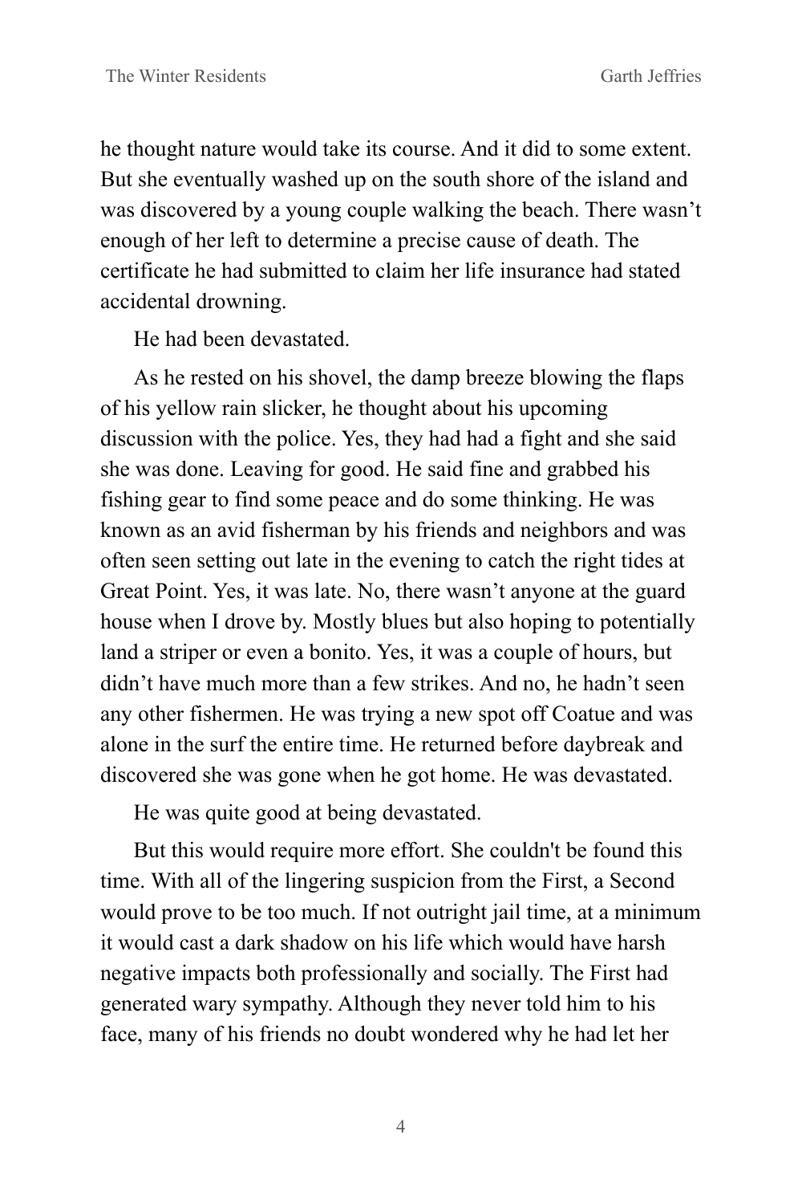he thought nature would take its course. And it did to some extent. But she eventually washed up on the south shore of the island and was discovered by a young couple walking the beach. There wasn't enough of her left to determine a precise cause of death. The certificate he had submitted to claim her life insurance had stated accidental drowning.

He had been devastated.

As he rested on his shovel, the damp breeze blowing the flaps of his yellow rain slicker, he thought about his upcoming discussion with the police. Yes, they had had a fight and she said she was done. Leaving for good. He said fine and grabbed his fishing gear to find some peace and do some thinking. He was known as an avid fisherman by his friends and neighbors and was often seen setting out late in the evening to catch the right tides at Great Point. Yes, it was late. No, there wasn't anyone at the guard house when I drove by. Mostly blues but also hoping to potentially land a striper or even a bonito. Yes, it was a couple of hours, but didn't have much more than a few strikes. And no, he hadn't seen any other fishermen. He was trying a new spot off Coatue and was alone in the surf the entire time. He returned before daybreak and discovered she was gone when he got home. He was devastated.

He was quite good at being devastated.

But this would require more effort. She couldn't be found this time. With all of the lingering suspicion from the First, a Second would prove to be too much. If not outright jail time, at a minimum it would cast a dark shadow on his life which would have harsh negative impacts both professionally and socially. The First had generated wary sympathy. Although they never told him to his face, many of his friends no doubt wondered why he had let her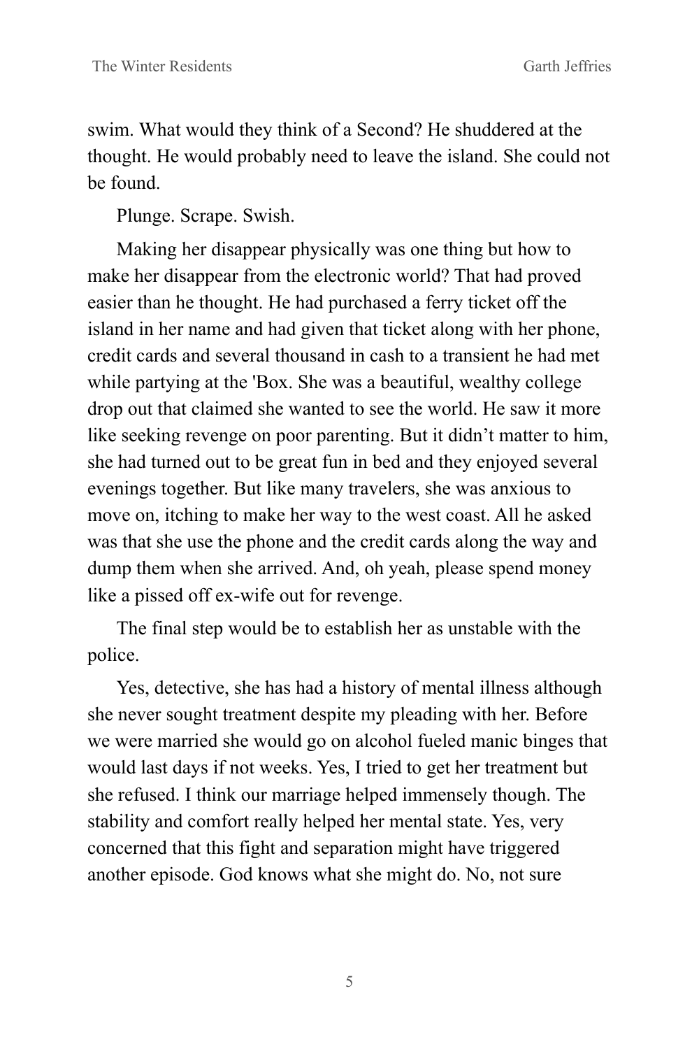swim. What would they think of a Second? He shuddered at the thought. He would probably need to leave the island. She could not be found.

Plunge. Scrape. Swish.

Making her disappear physically was one thing but how to make her disappear from the electronic world? That had proved easier than he thought. He had purchased a ferry ticket off the island in her name and had given that ticket along with her phone, credit cards and several thousand in cash to a transient he had met while partying at the 'Box. She was a beautiful, wealthy college drop out that claimed she wanted to see the world. He saw it more like seeking revenge on poor parenting. But it didn't matter to him, she had turned out to be great fun in bed and they enjoyed several evenings together. But like many travelers, she was anxious to move on, itching to make her way to the west coast. All he asked was that she use the phone and the credit cards along the way and dump them when she arrived. And, oh yeah, please spend money like a pissed off ex-wife out for revenge.

The final step would be to establish her as unstable with the police.

Yes, detective, she has had a history of mental illness although she never sought treatment despite my pleading with her. Before we were married she would go on alcohol fueled manic binges that would last days if not weeks. Yes, I tried to get her treatment but she refused. I think our marriage helped immensely though. The stability and comfort really helped her mental state. Yes, very concerned that this fight and separation might have triggered another episode. God knows what she might do. No, not sure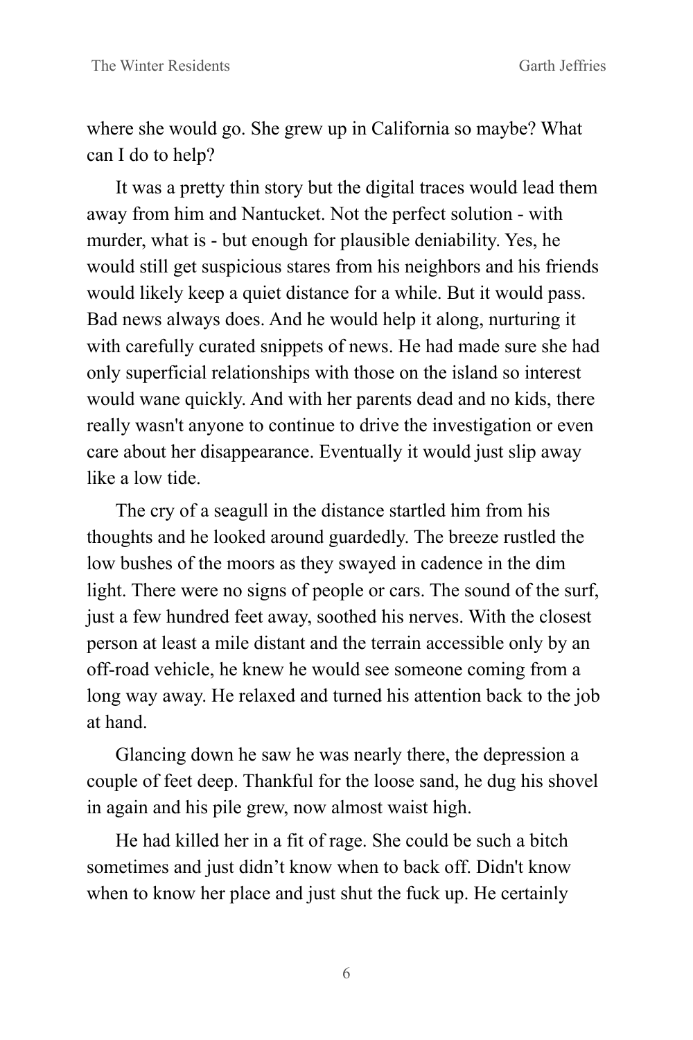where she would go. She grew up in California so maybe? What can I do to help?

It was a pretty thin story but the digital traces would lead them away from him and Nantucket. Not the perfect solution - with murder, what is - but enough for plausible deniability. Yes, he would still get suspicious stares from his neighbors and his friends would likely keep a quiet distance for a while. But it would pass. Bad news always does. And he would help it along, nurturing it with carefully curated snippets of news. He had made sure she had only superficial relationships with those on the island so interest would wane quickly. And with her parents dead and no kids, there really wasn't anyone to continue to drive the investigation or even care about her disappearance. Eventually it would just slip away like a low tide.

The cry of a seagull in the distance startled him from his thoughts and he looked around guardedly. The breeze rustled the low bushes of the moors as they swayed in cadence in the dim light. There were no signs of people or cars. The sound of the surf, just a few hundred feet away, soothed his nerves. With the closest person at least a mile distant and the terrain accessible only by an off-road vehicle, he knew he would see someone coming from a long way away. He relaxed and turned his attention back to the job at hand.

Glancing down he saw he was nearly there, the depression a couple of feet deep. Thankful for the loose sand, he dug his shovel in again and his pile grew, now almost waist high.

He had killed her in a fit of rage. She could be such a bitch sometimes and just didn't know when to back off. Didn't know when to know her place and just shut the fuck up. He certainly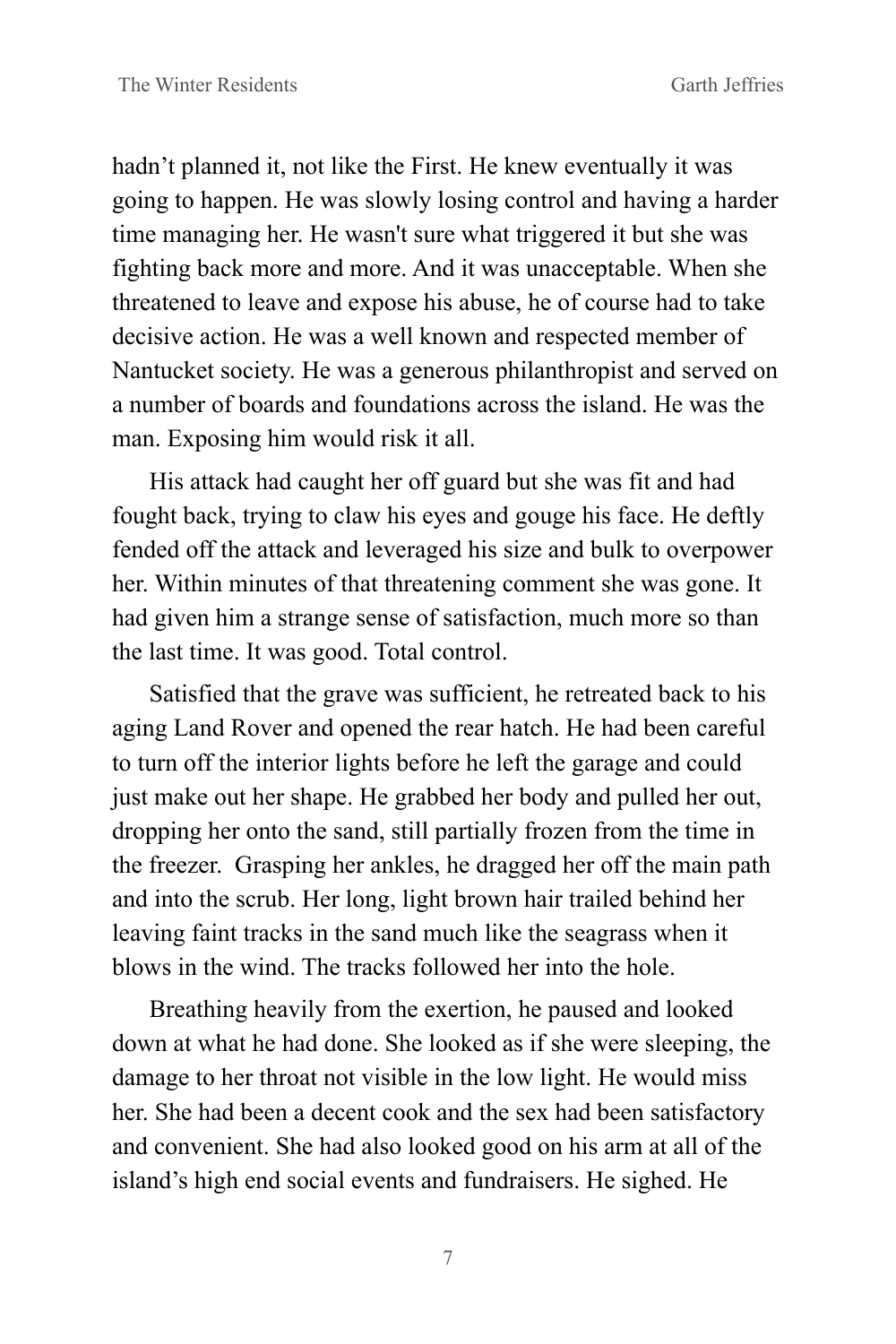hadn't planned it, not like the First. He knew eventually it was going to happen. He was slowly losing control and having a harder time managing her. He wasn't sure what triggered it but she was fighting back more and more. And it was unacceptable. When she threatened to leave and expose his abuse, he of course had to take decisive action. He was a well known and respected member of Nantucket society. He was a generous philanthropist and served on a number of boards and foundations across the island. He was the man. Exposing him would risk it all.

His attack had caught her off guard but she was fit and had fought back, trying to claw his eyes and gouge his face. He deftly fended off the attack and leveraged his size and bulk to overpower her. Within minutes of that threatening comment she was gone. It had given him a strange sense of satisfaction, much more so than the last time. It was good. Total control.

Satisfied that the grave was sufficient, he retreated back to his aging Land Rover and opened the rear hatch. He had been careful to turn off the interior lights before he left the garage and could just make out her shape. He grabbed her body and pulled her out, dropping her onto the sand, still partially frozen from the time in the freezer. Grasping her ankles, he dragged her off the main path and into the scrub. Her long, light brown hair trailed behind her leaving faint tracks in the sand much like the seagrass when it blows in the wind. The tracks followed her into the hole.

Breathing heavily from the exertion, he paused and looked down at what he had done. She looked as if she were sleeping, the damage to her throat not visible in the low light. He would miss her. She had been a decent cook and the sex had been satisfactory and convenient. She had also looked good on his arm at all of the island's high end social events and fundraisers. He sighed. He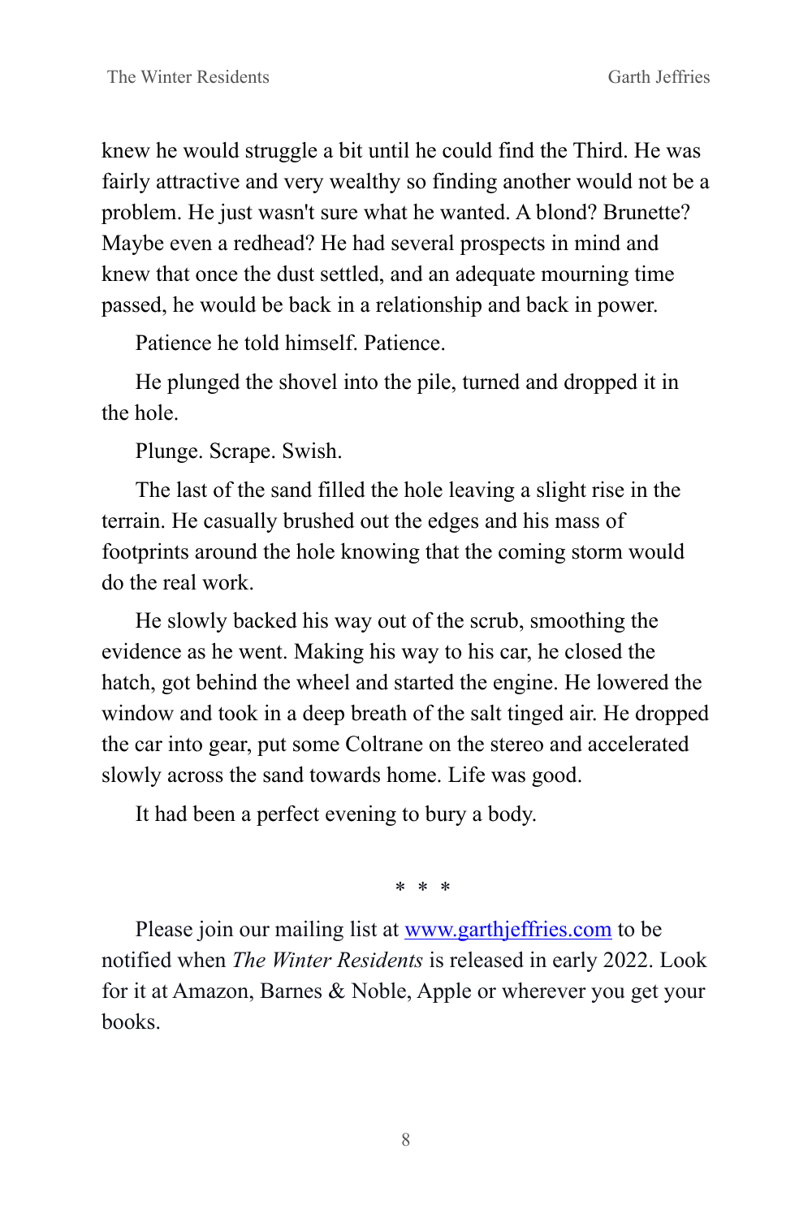knew he would struggle a bit until he could find the Third. He was fairly attractive and very wealthy so finding another would not be a problem. He just wasn't sure what he wanted. A blond? Brunette? Maybe even a redhead? He had several prospects in mind and knew that once the dust settled, and an adequate mourning time passed, he would be back in a relationship and back in power.

Patience he told himself. Patience.

He plunged the shovel into the pile, turned and dropped it in the hole.

Plunge. Scrape. Swish.

The last of the sand filled the hole leaving a slight rise in the terrain. He casually brushed out the edges and his mass of footprints around the hole knowing that the coming storm would do the real work.

He slowly backed his way out of the scrub, smoothing the evidence as he went. Making his way to his car, he closed the hatch, got behind the wheel and started the engine. He lowered the window and took in a deep breath of the salt tinged air. He dropped the car into gear, put some Coltrane on the stereo and accelerated slowly across the sand towards home. Life was good.

It had been a perfect evening to bury a body.

\* \* \*

Please join our mailing list at [www.garthjeffries.com](http://www.garthjeffries.com) to be notified when *The Winter Residents* is released in early 2022. Look for it at Amazon, Barnes & Noble, Apple or wherever you get your books.